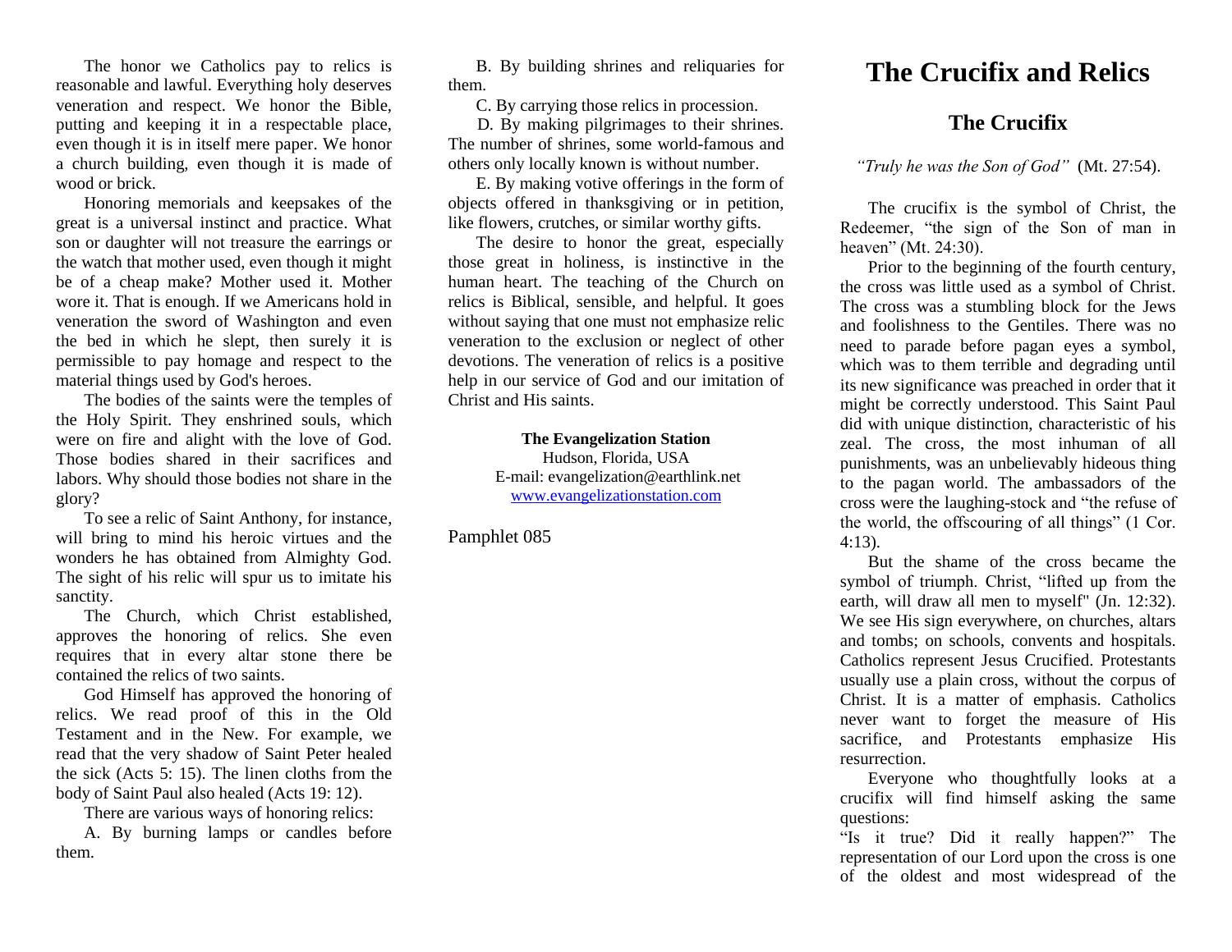The honor we Catholics pay to relics is reasonable and lawful. Everything holy deserves veneration and respect. We honor the Bible, putting and keeping it in a respectable place, even though it is in itself mere paper. We honor a church building, even though it is made of wood or brick.

Honoring memorials and keepsakes of the great is a universal instinct and practice. What son or daughter will not treasure the earrings or the watch that mother used, even though it might be of a cheap make? Mother used it. Mother wore it. That is enough. If we Americans hold in veneration the sword of Washington and even the bed in which he slept, then surely it is permissible to pay homage and respect to the material things used by God's heroes.

The bodies of the saints were the temples of the Holy Spirit. They enshrined souls, which were on fire and alight with the love of God. Those bodies shared in their sacrifices and labors. Why should those bodies not share in the glory?

To see a relic of Saint Anthony, for instance, will bring to mind his heroic virtues and the wonders he has obtained from Almighty God. The sight of his relic will spur us to imitate his sanctity.

The Church, which Christ established, approves the honoring of relics. She even requires that in every altar stone there be contained the relics of two saints.

God Himself has approved the honoring of relics. We read proof of this in the Old Testament and in the New. For example, we read that the very shadow of Saint Peter healed the sick (Acts 5: 15). The linen cloths from the body of Saint Paul also healed (Acts 19: 12).

There are various ways of honoring relics:

A. By burning lamps or candles before them.

B. By building shrines and reliquaries for them.

C. By carrying those relics in procession.

D. By making pilgrimages to their shrines. The number of shrines, some world-famous and others only locally known is without number.

E. By making votive offerings in the form of objects offered in thanksgiving or in petition, like flowers, crutches, or similar worthy gifts.

The desire to honor the great, especially those great in holiness, is instinctive in the human heart. The teaching of the Church on relics is Biblical, sensible, and helpful. It goes without saying that one must not emphasize relic veneration to the exclusion or neglect of other devotions. The veneration of relics is a positive help in our service of God and our imitation of Christ and His saints.

**The Evangelization Station**
Hudson, Florida, USA
E-mail: evangelization@earthlink.net
www.evangelizationstation.com

Pamphlet 085

# The Crucifix and Relics

## The Crucifix

*"Truly he was the Son of God"* (Mt. 27:54).

The crucifix is the symbol of Christ, the Redeemer, "the sign of the Son of man in heaven" (Mt. 24:30).

Prior to the beginning of the fourth century, the cross was little used as a symbol of Christ. The cross was a stumbling block for the Jews and foolishness to the Gentiles. There was no need to parade before pagan eyes a symbol, which was to them terrible and degrading until its new significance was preached in order that it might be correctly understood. This Saint Paul did with unique distinction, characteristic of his zeal. The cross, the most inhuman of all punishments, was an unbelievably hideous thing to the pagan world. The ambassadors of the cross were the laughing-stock and "the refuse of the world, the offscouring of all things" (1 Cor. 4:13).

But the shame of the cross became the symbol of triumph. Christ, "lifted up from the earth, will draw all men to myself" (Jn. 12:32). We see His sign everywhere, on churches, altars and tombs; on schools, convents and hospitals. Catholics represent Jesus Crucified. Protestants usually use a plain cross, without the corpus of Christ. It is a matter of emphasis. Catholics never want to forget the measure of His sacrifice, and Protestants emphasize His resurrection.

Everyone who thoughtfully looks at a crucifix will find himself asking the same questions:

"Is it true? Did it really happen?" The representation of our Lord upon the cross is one of the oldest and most widespread of the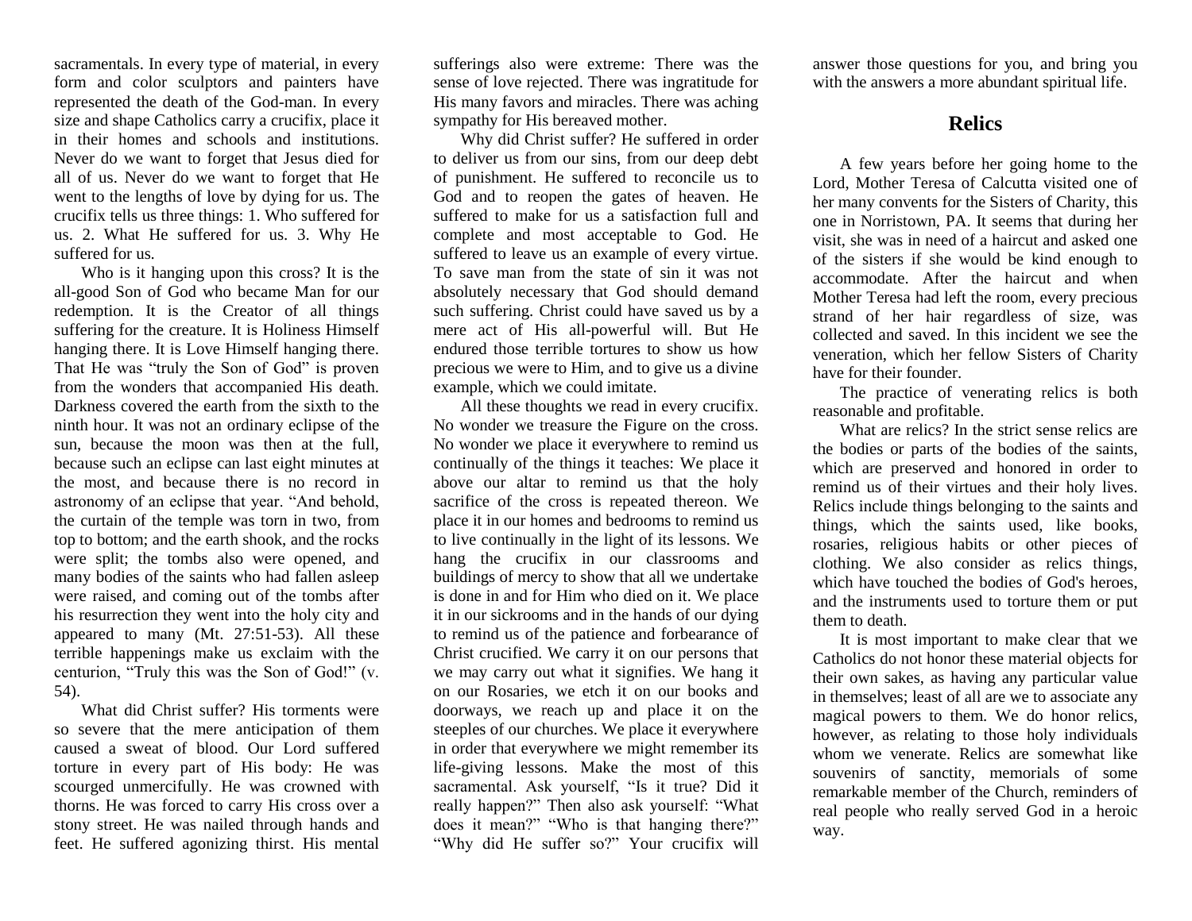sacramentals. In every type of material, in every form and color sculptors and painters have represented the death of the God-man. In every size and shape Catholics carry a crucifix, place it in their homes and schools and institutions. Never do we want to forget that Jesus died for all of us. Never do we want to forget that He went to the lengths of love by dying for us. The crucifix tells us three things: 1. Who suffered for us. 2. What He suffered for us. 3. Why He suffered for us.

Who is it hanging upon this cross? It is the all-good Son of God who became Man for our redemption. It is the Creator of all things suffering for the creature. It is Holiness Himself hanging there. It is Love Himself hanging there. That He was "truly the Son of God" is proven from the wonders that accompanied His death. Darkness covered the earth from the sixth to the ninth hour. It was not an ordinary eclipse of the sun, because the moon was then at the full, because such an eclipse can last eight minutes at the most, and because there is no record in astronomy of an eclipse that year. "And behold, the curtain of the temple was torn in two, from top to bottom; and the earth shook, and the rocks were split; the tombs also were opened, and many bodies of the saints who had fallen asleep were raised, and coming out of the tombs after his resurrection they went into the holy city and appeared to many (Mt. 27:51-53). All these terrible happenings make us exclaim with the centurion, "Truly this was the Son of God!" (v. 54).

What did Christ suffer? His torments were so severe that the mere anticipation of them caused a sweat of blood. Our Lord suffered torture in every part of His body: He was scourged unmercifully. He was crowned with thorns. He was forced to carry His cross over a stony street. He was nailed through hands and feet. He suffered agonizing thirst. His mental sufferings also were extreme: There was the sense of love rejected. There was ingratitude for His many favors and miracles. There was aching sympathy for His bereaved mother.

Why did Christ suffer? He suffered in order to deliver us from our sins, from our deep debt of punishment. He suffered to reconcile us to God and to reopen the gates of heaven. He suffered to make for us a satisfaction full and complete and most acceptable to God. He suffered to leave us an example of every virtue. To save man from the state of sin it was not absolutely necessary that God should demand such suffering. Christ could have saved us by a mere act of His all-powerful will. But He endured those terrible tortures to show us how precious we were to Him, and to give us a divine example, which we could imitate.

All these thoughts we read in every crucifix. No wonder we treasure the Figure on the cross. No wonder we place it everywhere to remind us continually of the things it teaches: We place it above our altar to remind us that the holy sacrifice of the cross is repeated thereon. We place it in our homes and bedrooms to remind us to live continually in the light of its lessons. We hang the crucifix in our classrooms and buildings of mercy to show that all we undertake is done in and for Him who died on it. We place it in our sickrooms and in the hands of our dying to remind us of the patience and forbearance of Christ crucified. We carry it on our persons that we may carry out what it signifies. We hang it on our Rosaries, we etch it on our books and doorways, we reach up and place it on the steeples of our churches. We place it everywhere in order that everywhere we might remember its life-giving lessons. Make the most of this sacramental. Ask yourself, "Is it true? Did it really happen?" Then also ask yourself: "What does it mean?" "Who is that hanging there?" "Why did He suffer so?" Your crucifix will answer those questions for you, and bring you with the answers a more abundant spiritual life.

## Relics

A few years before her going home to the Lord, Mother Teresa of Calcutta visited one of her many convents for the Sisters of Charity, this one in Norristown, PA. It seems that during her visit, she was in need of a haircut and asked one of the sisters if she would be kind enough to accommodate. After the haircut and when Mother Teresa had left the room, every precious strand of her hair regardless of size, was collected and saved. In this incident we see the veneration, which her fellow Sisters of Charity have for their founder.

The practice of venerating relics is both reasonable and profitable.

What are relics? In the strict sense relics are the bodies or parts of the bodies of the saints, which are preserved and honored in order to remind us of their virtues and their holy lives. Relics include things belonging to the saints and things, which the saints used, like books, rosaries, religious habits or other pieces of clothing. We also consider as relics things, which have touched the bodies of God's heroes, and the instruments used to torture them or put them to death.

It is most important to make clear that we Catholics do not honor these material objects for their own sakes, as having any particular value in themselves; least of all are we to associate any magical powers to them. We do honor relics, however, as relating to those holy individuals whom we venerate. Relics are somewhat like souvenirs of sanctity, memorials of some remarkable member of the Church, reminders of real people who really served God in a heroic way.